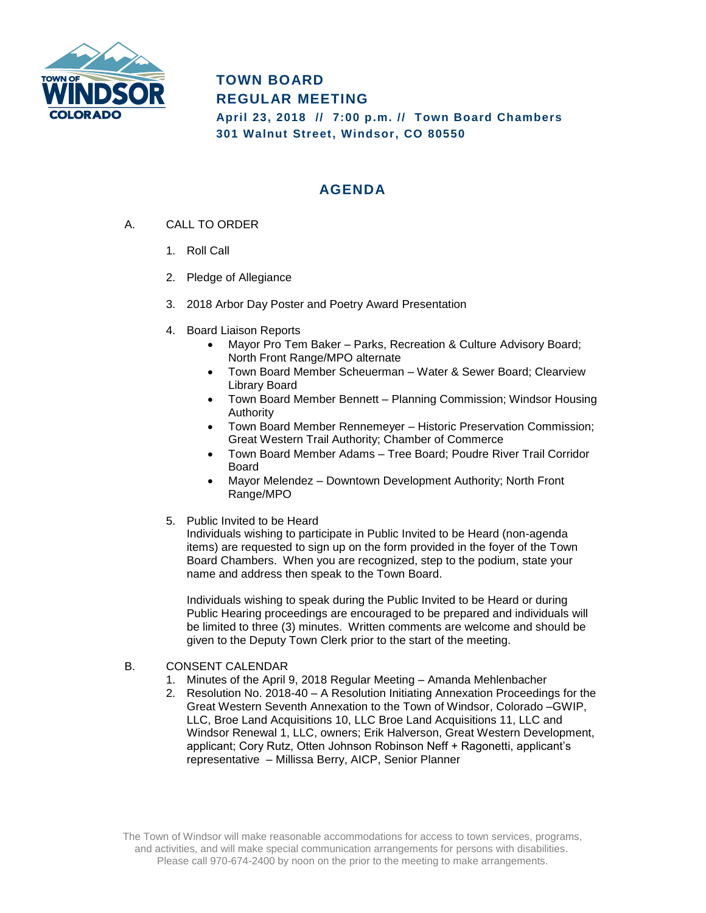# TOWN BOARD REGULAR MEETING

**April 23, 2018 // 7:00 p.m. // Town Board Chambers**
**301 Walnut Street, Windsor, CO 80550**

## AGENDA

A. CALL TO ORDER

1. Roll Call
2. Pledge of Allegiance
3. 2018 Arbor Day Poster and Poetry Award Presentation
4. Board Liaison Reports
   - Mayor Pro Tem Baker – Parks, Recreation & Culture Advisory Board; North Front Range/MPO alternate
   - Town Board Member Scheuerman – Water & Sewer Board; Clearview Library Board
   - Town Board Member Bennett – Planning Commission; Windsor Housing Authority
   - Town Board Member Rennemeyer – Historic Preservation Commission; Great Western Trail Authority; Chamber of Commerce
   - Town Board Member Adams – Tree Board; Poudre River Trail Corridor Board
   - Mayor Melendez – Downtown Development Authority; North Front Range/MPO
5. Public Invited to be Heard

   Individuals wishing to participate in Public Invited to be Heard (non-agenda items) are requested to sign up on the form provided in the foyer of the Town Board Chambers. When you are recognized, step to the podium, state your name and address then speak to the Town Board.

   Individuals wishing to speak during the Public Invited to be Heard or during Public Hearing proceedings are encouraged to be prepared and individuals will be limited to three (3) minutes. Written comments are welcome and should be given to the Deputy Town Clerk prior to the start of the meeting.

B. CONSENT CALENDAR

1. Minutes of the April 9, 2018 Regular Meeting – Amanda Mehlenbacher
2. Resolution No. 2018-40 – A Resolution Initiating Annexation Proceedings for the Great Western Seventh Annexation to the Town of Windsor, Colorado –GWIP, LLC, Broe Land Acquisitions 10, LLC Broe Land Acquisitions 11, LLC and Windsor Renewal 1, LLC, owners; Erik Halverson, Great Western Development, applicant; Cory Rutz, Otten Johnson Robinson Neff + Ragonetti, applicant's representative – Millissa Berry, AICP, Senior Planner

The Town of Windsor will make reasonable accommodations for access to town services, programs, and activities, and will make special communication arrangements for persons with disabilities. Please call 970-674-2400 by noon on the prior to the meeting to make arrangements.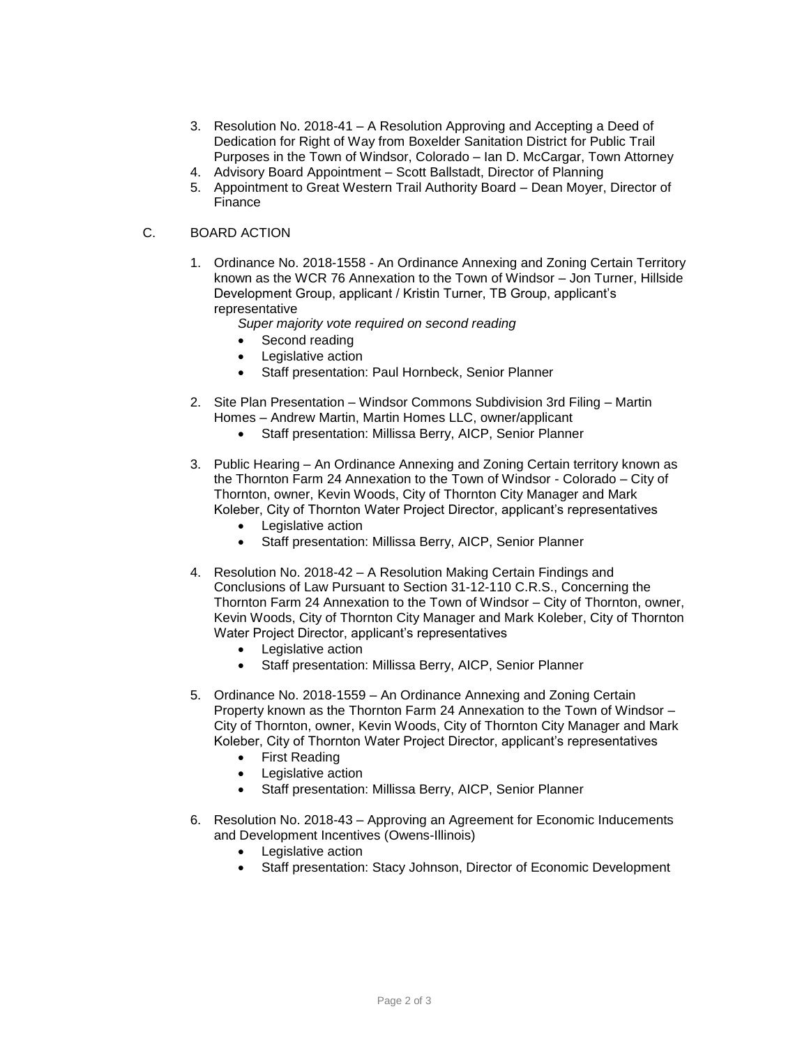3. Resolution No. 2018-41 – A Resolution Approving and Accepting a Deed of Dedication for Right of Way from Boxelder Sanitation District for Public Trail Purposes in the Town of Windsor, Colorado – Ian D. McCargar, Town Attorney
4. Advisory Board Appointment – Scott Ballstadt, Director of Planning
5. Appointment to Great Western Trail Authority Board – Dean Moyer, Director of Finance

C. BOARD ACTION

1. Ordinance No. 2018-1558 - An Ordinance Annexing and Zoning Certain Territory known as the WCR 76 Annexation to the Town of Windsor – Jon Turner, Hillside Development Group, applicant / Kristin Turner, TB Group, applicant's representative

   *Super majority vote required on second reading*

   - Second reading
   - Legislative action
   - Staff presentation: Paul Hornbeck, Senior Planner

2. Site Plan Presentation – Windsor Commons Subdivision 3rd Filing – Martin Homes – Andrew Martin, Martin Homes LLC, owner/applicant
   - Staff presentation: Millissa Berry, AICP, Senior Planner

3. Public Hearing – An Ordinance Annexing and Zoning Certain territory known as the Thornton Farm 24 Annexation to the Town of Windsor - Colorado – City of Thornton, owner, Kevin Woods, City of Thornton City Manager and Mark Koleber, City of Thornton Water Project Director, applicant's representatives
   - Legislative action
   - Staff presentation: Millissa Berry, AICP, Senior Planner

4. Resolution No. 2018-42 – A Resolution Making Certain Findings and Conclusions of Law Pursuant to Section 31-12-110 C.R.S., Concerning the Thornton Farm 24 Annexation to the Town of Windsor – City of Thornton, owner, Kevin Woods, City of Thornton City Manager and Mark Koleber, City of Thornton Water Project Director, applicant's representatives
   - Legislative action
   - Staff presentation: Millissa Berry, AICP, Senior Planner

5. Ordinance No. 2018-1559 – An Ordinance Annexing and Zoning Certain Property known as the Thornton Farm 24 Annexation to the Town of Windsor – City of Thornton, owner, Kevin Woods, City of Thornton City Manager and Mark Koleber, City of Thornton Water Project Director, applicant's representatives
   - First Reading
   - Legislative action
   - Staff presentation: Millissa Berry, AICP, Senior Planner

6. Resolution No. 2018-43 – Approving an Agreement for Economic Inducements and Development Incentives (Owens-Illinois)
   - Legislative action
   - Staff presentation: Stacy Johnson, Director of Economic Development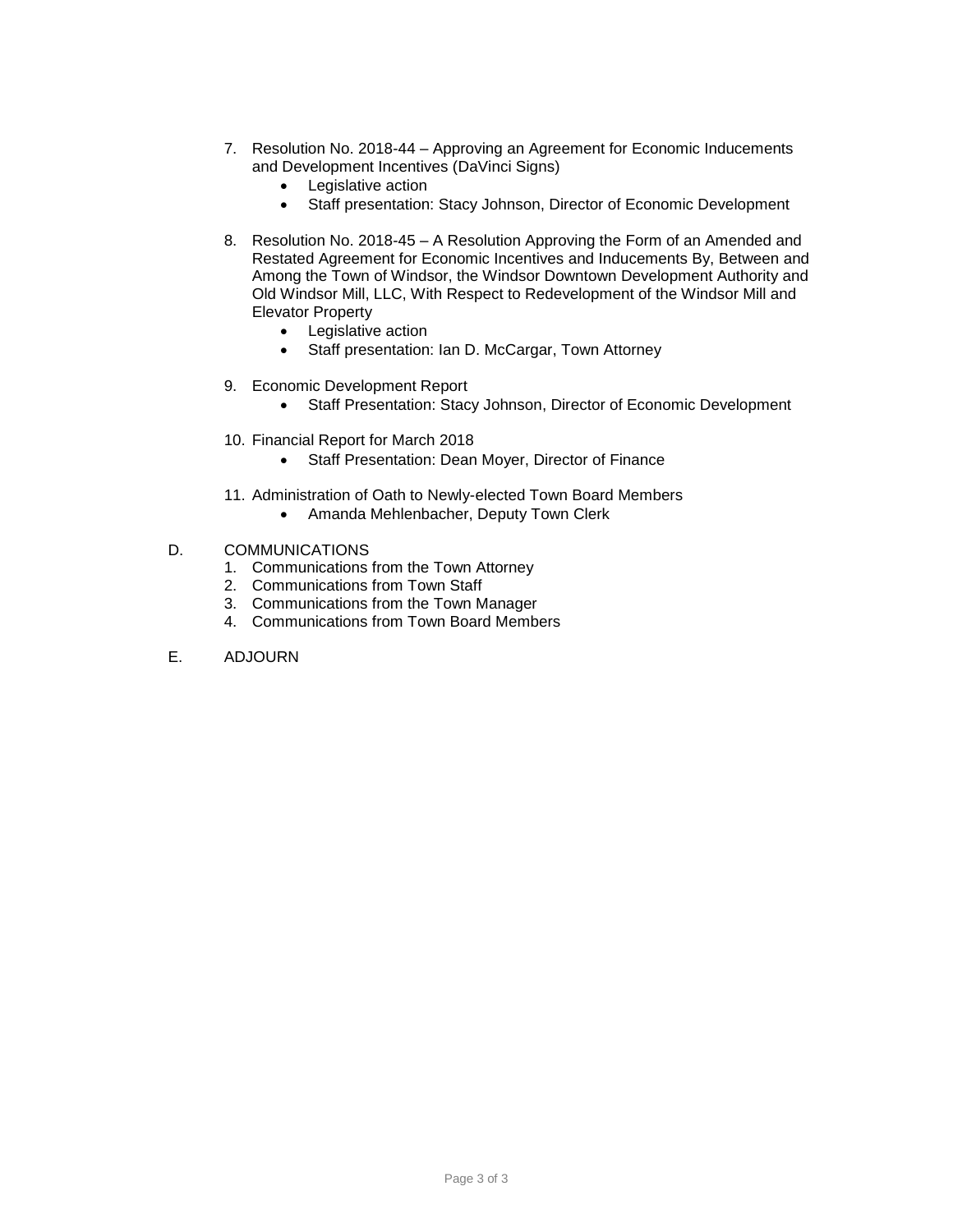7. Resolution No. 2018-44 – Approving an Agreement for Economic Inducements and Development Incentives (DaVinci Signs)
   - Legislative action
   - Staff presentation: Stacy Johnson, Director of Economic Development

8. Resolution No. 2018-45 – A Resolution Approving the Form of an Amended and Restated Agreement for Economic Incentives and Inducements By, Between and Among the Town of Windsor, the Windsor Downtown Development Authority and Old Windsor Mill, LLC, With Respect to Redevelopment of the Windsor Mill and Elevator Property
   - Legislative action
   - Staff presentation: Ian D. McCargar, Town Attorney

9. Economic Development Report
   - Staff Presentation: Stacy Johnson, Director of Economic Development

10. Financial Report for March 2018
    - Staff Presentation: Dean Moyer, Director of Finance

11. Administration of Oath to Newly-elected Town Board Members
    - Amanda Mehlenbacher, Deputy Town Clerk

D. COMMUNICATIONS
1. Communications from the Town Attorney
2. Communications from Town Staff
3. Communications from the Town Manager
4. Communications from Town Board Members

E. ADJOURN